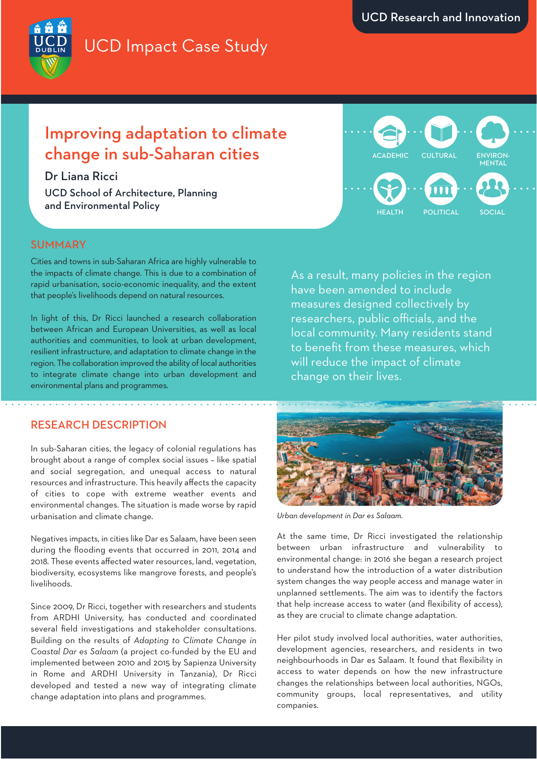UCD Research and Innovation

UCD Impact Case Study

# Improving adaptation to climate change in sub-Saharan cities

**Dr Liana Ricci**

**UCD School of Architecture, Planning and Environmental Policy**

ACADEMIC · CULTURAL · ENVIRON-MENTAL · HEALTH · POLITICAL · SOCIAL

## SUMMARY

Cities and towns in sub-Saharan Africa are highly vulnerable to the impacts of climate change. This is due to a combination of rapid urbanisation, socio-economic inequality, and the extent that people's livelihoods depend on natural resources.

In light of this, Dr Ricci launched a research collaboration between African and European Universities, as well as local authorities and communities, to look at urban development, resilient infrastructure, and adaptation to climate change in the region. The collaboration improved the ability of local authorities to integrate climate change into urban development and environmental plans and programmes.

As a result, many policies in the region have been amended to include measures designed collectively by researchers, public officials, and the local community. Many residents stand to benefit from these measures, which will reduce the impact of climate change on their lives.

## RESEARCH DESCRIPTION

In sub-Saharan cities, the legacy of colonial regulations has brought about a range of complex social issues – like spatial and social segregation, and unequal access to natural resources and infrastructure. This heavily affects the capacity of cities to cope with extreme weather events and environmental changes. The situation is made worse by rapid urbanisation and climate change.

Negatives impacts, in cities like Dar es Salaam, have been seen during the flooding events that occurred in 2011, 2014 and 2018. These events affected water resources, land, vegetation, biodiversity, ecosystems like mangrove forests, and people's livelihoods.

Since 2009, Dr Ricci, together with researchers and students from ARDHI University, has conducted and coordinated several field investigations and stakeholder consultations. Building on the results of *Adapting to Climate Change in Coastal Dar es Salaam* (a project co-funded by the EU and implemented between 2010 and 2015 by Sapienza University in Rome and ARDHI University in Tanzania), Dr Ricci developed and tested a new way of integrating climate change adaptation into plans and programmes.

*Urban development in Dar es Salaam.*

At the same time, Dr Ricci investigated the relationship between urban infrastructure and vulnerability to environmental change: in 2016 she began a research project to understand how the introduction of a water distribution system changes the way people access and manage water in unplanned settlements. The aim was to identify the factors that help increase access to water (and flexibility of access), as they are crucial to climate change adaptation.

Her pilot study involved local authorities, water authorities, development agencies, researchers, and residents in two neighbourhoods in Dar es Salaam. It found that flexibility in access to water depends on how the new infrastructure changes the relationships between local authorities, NGOs, community groups, local representatives, and utility companies.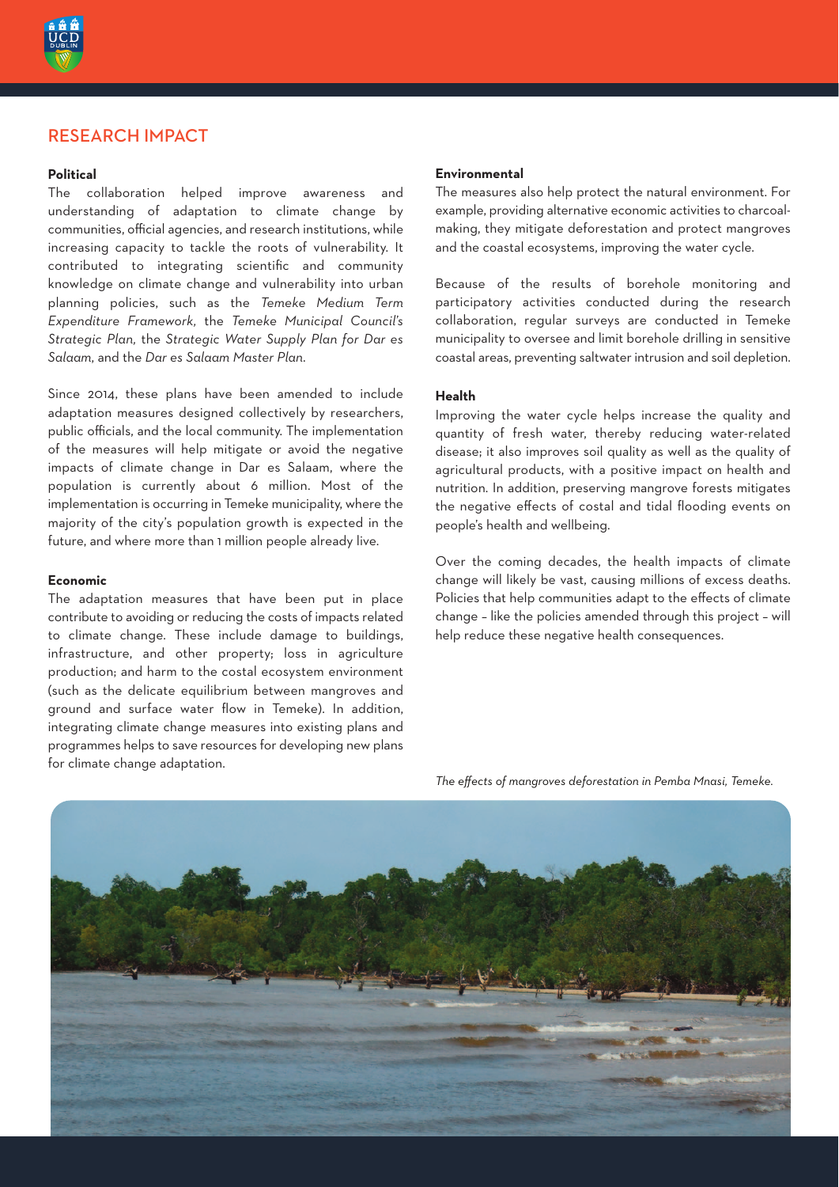## RESEARCH IMPACT

**Political**

The collaboration helped improve awareness and understanding of adaptation to climate change by communities, official agencies, and research institutions, while increasing capacity to tackle the roots of vulnerability. It contributed to integrating scientific and community knowledge on climate change and vulnerability into urban planning policies, such as the *Temeke Medium Term Expenditure Framework*, the *Temeke Municipal Council's Strategic Plan*, the *Strategic Water Supply Plan for Dar es Salaam*, and the *Dar es Salaam Master Plan*.

Since 2014, these plans have been amended to include adaptation measures designed collectively by researchers, public officials, and the local community. The implementation of the measures will help mitigate or avoid the negative impacts of climate change in Dar es Salaam, where the population is currently about 6 million. Most of the implementation is occurring in Temeke municipality, where the majority of the city's population growth is expected in the future, and where more than 1 million people already live.

**Economic**

The adaptation measures that have been put in place contribute to avoiding or reducing the costs of impacts related to climate change. These include damage to buildings, infrastructure, and other property; loss in agriculture production; and harm to the costal ecosystem environment (such as the delicate equilibrium between mangroves and ground and surface water flow in Temeke). In addition, integrating climate change measures into existing plans and programmes helps to save resources for developing new plans for climate change adaptation.

**Environmental**

The measures also help protect the natural environment. For example, providing alternative economic activities to charcoal-making, they mitigate deforestation and protect mangroves and the coastal ecosystems, improving the water cycle.

Because of the results of borehole monitoring and participatory activities conducted during the research collaboration, regular surveys are conducted in Temeke municipality to oversee and limit borehole drilling in sensitive coastal areas, preventing saltwater intrusion and soil depletion.

**Health**

Improving the water cycle helps increase the quality and quantity of fresh water, thereby reducing water-related disease; it also improves soil quality as well as the quality of agricultural products, with a positive impact on health and nutrition. In addition, preserving mangrove forests mitigates the negative effects of costal and tidal flooding events on people's health and wellbeing.

Over the coming decades, the health impacts of climate change will likely be vast, causing millions of excess deaths. Policies that help communities adapt to the effects of climate change – like the policies amended through this project – will help reduce these negative health consequences.

*The effects of mangroves deforestation in Pemba Mnasi, Temeke.*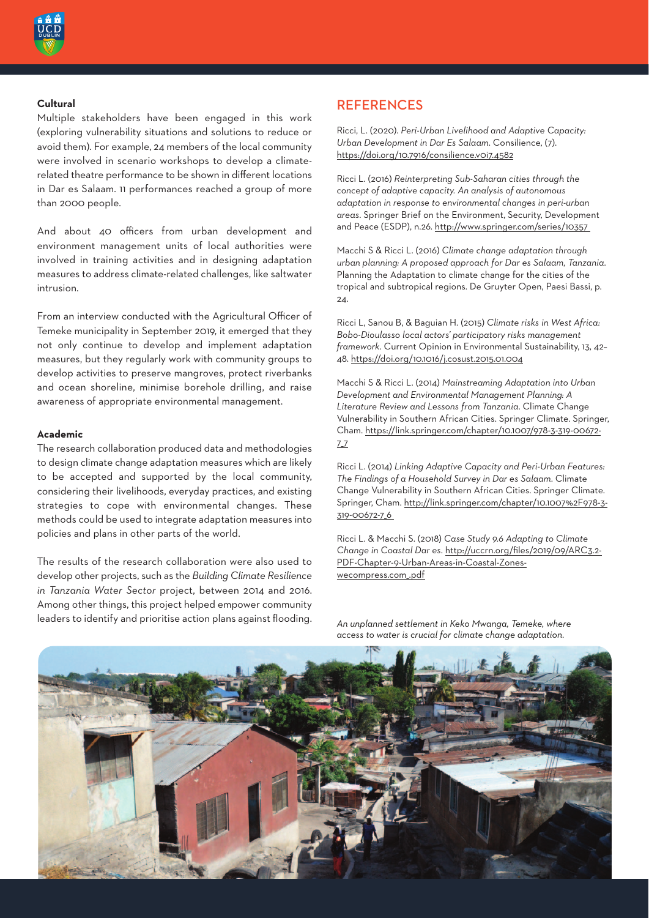**Cultural**

Multiple stakeholders have been engaged in this work (exploring vulnerability situations and solutions to reduce or avoid them). For example, 24 members of the local community were involved in scenario workshops to develop a climate-related theatre performance to be shown in different locations in Dar es Salaam. 11 performances reached a group of more than 2000 people.

And about 40 officers from urban development and environment management units of local authorities were involved in training activities and in designing adaptation measures to address climate-related challenges, like saltwater intrusion.

From an interview conducted with the Agricultural Officer of Temeke municipality in September 2019, it emerged that they not only continue to develop and implement adaptation measures, but they regularly work with community groups to develop activities to preserve mangroves, protect riverbanks and ocean shoreline, minimise borehole drilling, and raise awareness of appropriate environmental management.

**Academic**

The research collaboration produced data and methodologies to design climate change adaptation measures which are likely to be accepted and supported by the local community, considering their livelihoods, everyday practices, and existing strategies to cope with environmental changes. These methods could be used to integrate adaptation measures into policies and plans in other parts of the world.

The results of the research collaboration were also used to develop other projects, such as the *Building Climate Resilience in Tanzania Water Sector* project, between 2014 and 2016. Among other things, this project helped empower community leaders to identify and prioritise action plans against flooding.

## REFERENCES

Ricci, L. (2020). *Peri-Urban Livelihood and Adaptive Capacity: Urban Development in Dar Es Salaam*. Consilience, (7). https://doi.org/10.7916/consilience.v0i7.4582

Ricci L. (2016) *Reinterpreting Sub-Saharan cities through the concept of adaptive capacity. An analysis of autonomous adaptation in response to environmental changes in peri-urban areas*. Springer Brief on the Environment, Security, Development and Peace (ESDP), n.26. http://www.springer.com/series/10357

Macchi S & Ricci L. (2016) *Climate change adaptation through urban planning: A proposed approach for Dar es Salaam, Tanzania*. Planning the Adaptation to climate change for the cities of the tropical and subtropical regions. De Gruyter Open, Paesi Bassi, p. 24.

Ricci L, Sanou B, & Baguian H. (2015) *Climate risks in West Africa: Bobo-Dioulasso local actors' participatory risks management framework*. Current Opinion in Environmental Sustainability, 13, 42–48. https://doi.org/10.1016/j.cosust.2015.01.004

Macchi S & Ricci L. (2014) *Mainstreaming Adaptation into Urban Development and Environmental Management Planning: A Literature Review and Lessons from Tanzania*. Climate Change Vulnerability in Southern African Cities. Springer Climate. Springer, Cham. https://link.springer.com/chapter/10.1007/978-3-319-00672-7_7

Ricci L. (2014) *Linking Adaptive Capacity and Peri-Urban Features: The Findings of a Household Survey in Dar es Salaam*. Climate Change Vulnerability in Southern African Cities. Springer Climate. Springer, Cham. http://link.springer.com/chapter/10.1007%2F978-3-319-00672-7_6

Ricci L. & Macchi S. (2018) *Case Study 9.6 Adapting to Climate Change in Coastal Dar es*. http://uccrn.org/files/2019/09/ARC3.2-PDF-Chapter-9-Urban-Areas-in-Coastal-Zones-wecompress.com_.pdf

*An unplanned settlement in Keko Mwanga, Temeke, where access to water is crucial for climate change adaptation.*